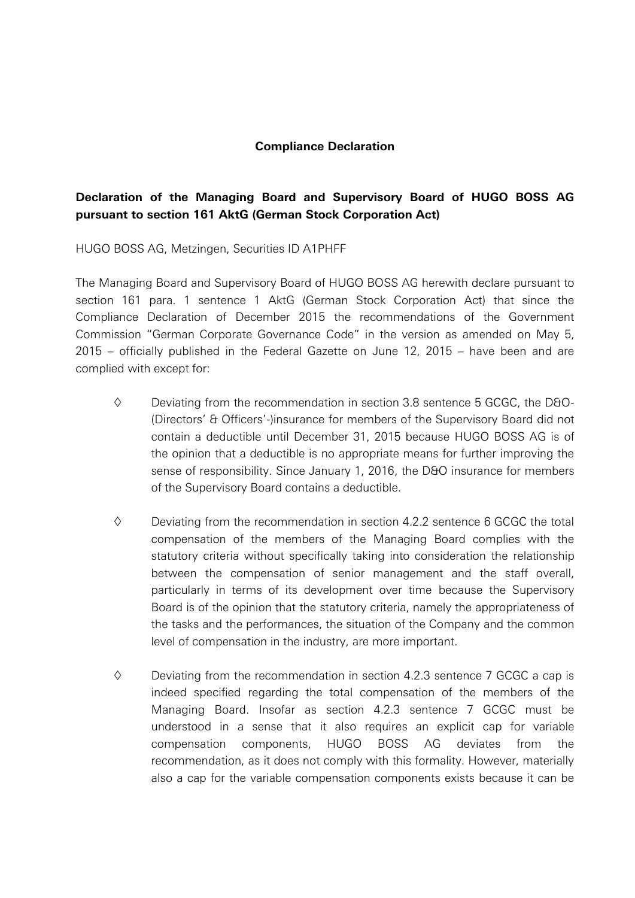**Compliance Declaration**

**Declaration of the Managing Board and Supervisory Board of HUGO BOSS AG pursuant to section 161 AktG (German Stock Corporation Act)**

HUGO BOSS AG, Metzingen, Securities ID A1PHFF

The Managing Board and Supervisory Board of HUGO BOSS AG herewith declare pursuant to section 161 para. 1 sentence 1 AktG (German Stock Corporation Act) that since the Compliance Declaration of December 2015 the recommendations of the Government Commission "German Corporate Governance Code" in the version as amended on May 5, 2015 – officially published in the Federal Gazette on June 12, 2015 – have been and are complied with except for:

- ◊ Deviating from the recommendation in section 3.8 sentence 5 GCGC, the D&O-(Directors' & Officers'-)insurance for members of the Supervisory Board did not contain a deductible until December 31, 2015 because HUGO BOSS AG is of the opinion that a deductible is no appropriate means for further improving the sense of responsibility. Since January 1, 2016, the D&O insurance for members of the Supervisory Board contains a deductible.

- ◊ Deviating from the recommendation in section 4.2.2 sentence 6 GCGC the total compensation of the members of the Managing Board complies with the statutory criteria without specifically taking into consideration the relationship between the compensation of senior management and the staff overall, particularly in terms of its development over time because the Supervisory Board is of the opinion that the statutory criteria, namely the appropriateness of the tasks and the performances, the situation of the Company and the common level of compensation in the industry, are more important.

- ◊ Deviating from the recommendation in section 4.2.3 sentence 7 GCGC a cap is indeed specified regarding the total compensation of the members of the Managing Board. Insofar as section 4.2.3 sentence 7 GCGC must be understood in a sense that it also requires an explicit cap for variable compensation components, HUGO BOSS AG deviates from the recommendation, as it does not comply with this formality. However, materially also a cap for the variable compensation components exists because it can be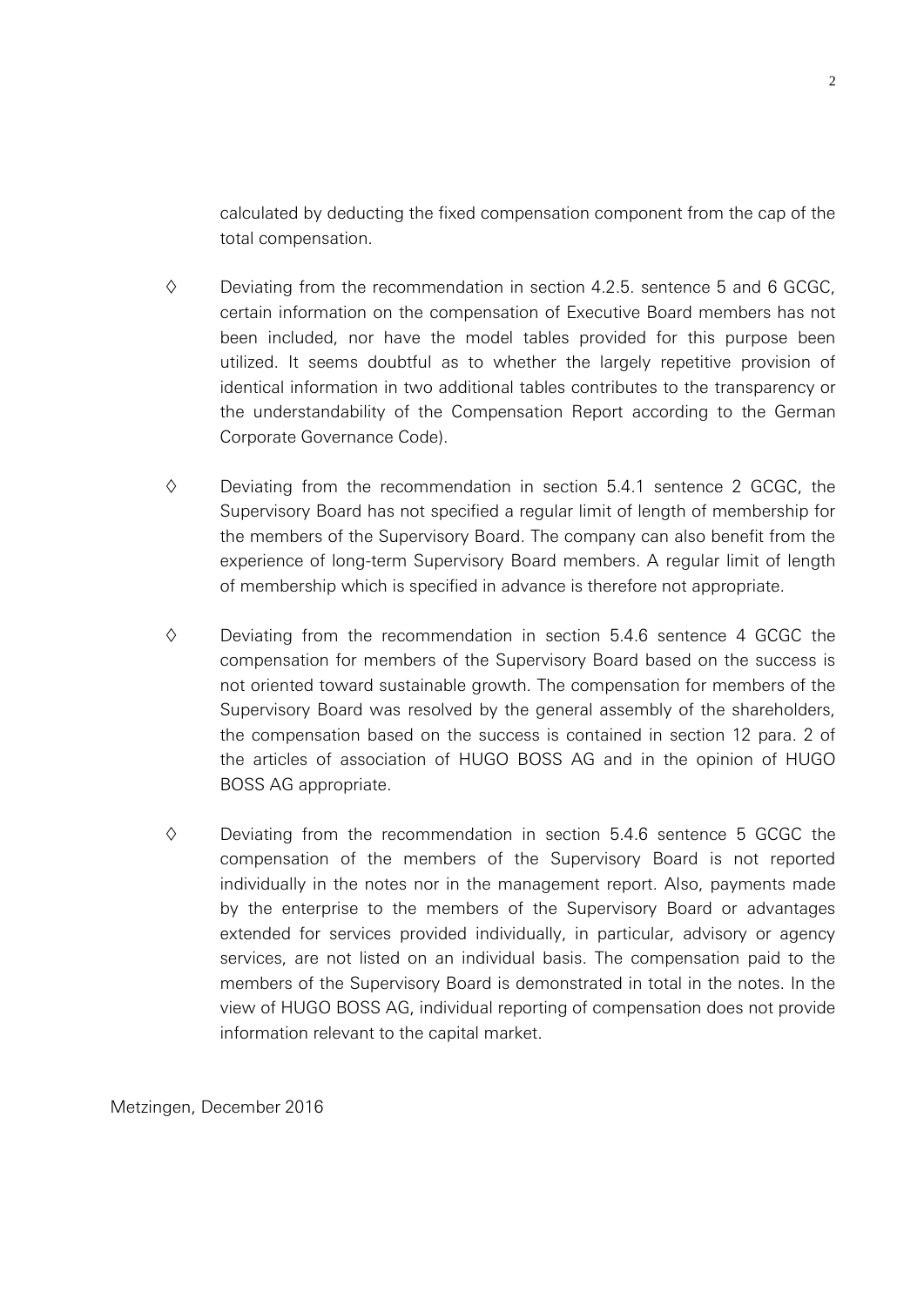calculated by deducting the fixed compensation component from the cap of the total compensation.

- ◊ Deviating from the recommendation in section 4.2.5. sentence 5 and 6 GCGC, certain information on the compensation of Executive Board members has not been included, nor have the model tables provided for this purpose been utilized. It seems doubtful as to whether the largely repetitive provision of identical information in two additional tables contributes to the transparency or the understandability of the Compensation Report according to the German Corporate Governance Code).

- ◊ Deviating from the recommendation in section 5.4.1 sentence 2 GCGC, the Supervisory Board has not specified a regular limit of length of membership for the members of the Supervisory Board. The company can also benefit from the experience of long-term Supervisory Board members. A regular limit of length of membership which is specified in advance is therefore not appropriate.

- ◊ Deviating from the recommendation in section 5.4.6 sentence 4 GCGC the compensation for members of the Supervisory Board based on the success is not oriented toward sustainable growth. The compensation for members of the Supervisory Board was resolved by the general assembly of the shareholders, the compensation based on the success is contained in section 12 para. 2 of the articles of association of HUGO BOSS AG and in the opinion of HUGO BOSS AG appropriate.

- ◊ Deviating from the recommendation in section 5.4.6 sentence 5 GCGC the compensation of the members of the Supervisory Board is not reported individually in the notes nor in the management report. Also, payments made by the enterprise to the members of the Supervisory Board or advantages extended for services provided individually, in particular, advisory or agency services, are not listed on an individual basis. The compensation paid to the members of the Supervisory Board is demonstrated in total in the notes. In the view of HUGO BOSS AG, individual reporting of compensation does not provide information relevant to the capital market.

Metzingen, December 2016